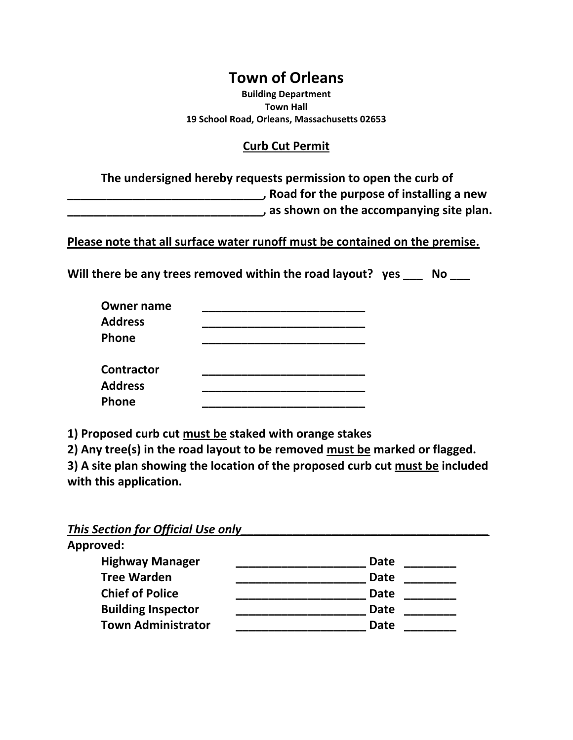# Town of Orleans

**Building Department**
**Town Hall**
**19 School Road, Orleans, Massachusetts 02653**

## Curb Cut Permit

**The undersigned hereby requests permission to open the curb of _______________________________, Road for the purpose of installing a new _______________________________, as shown on the accompanying site plan.**

**Please note that all surface water runoff must be contained on the premise.**

**Will there be any trees removed within the road layout? yes ___ No ___**

**Owner name** __________________________
**Address** __________________________
**Phone** __________________________

**Contractor** __________________________
**Address** __________________________
**Phone** __________________________

**1) Proposed curb cut must be staked with orange stakes**
**2) Any tree(s) in the road layout to be removed must be marked or flagged.**
**3) A site plan showing the location of the proposed curb cut must be included with this application.**

***This Section for Official Use only***

**Approved:**

| | | | |
|---|---|---|---|
| **Highway Manager** | ____________________ | **Date** | ________ |
| **Tree Warden** | ____________________ | **Date** | ________ |
| **Chief of Police** | ____________________ | **Date** | ________ |
| **Building Inspector** | ____________________ | **Date** | ________ |
| **Town Administrator** | ____________________ | **Date** | ________ |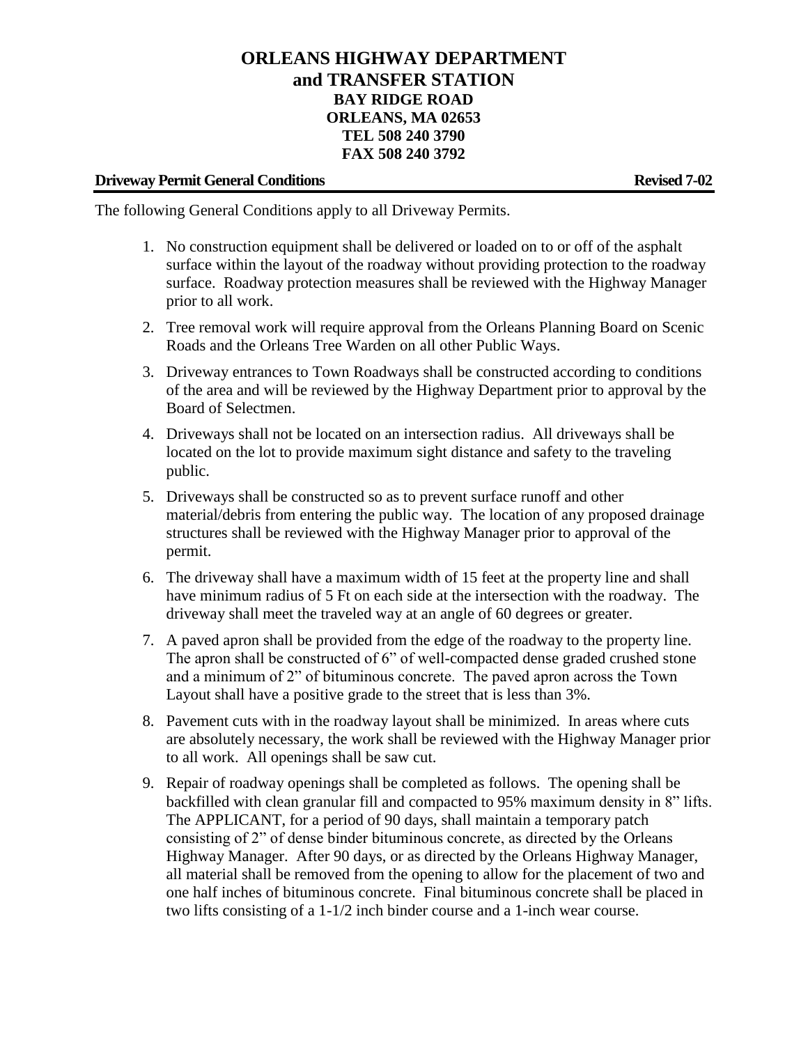# ORLEANS HIGHWAY DEPARTMENT
# and TRANSFER STATION
### BAY RIDGE ROAD
### ORLEANS, MA 02653
### TEL 508 240 3790
### FAX 508 240 3792

**Driveway Permit General Conditions** **Revised 7-02**

The following General Conditions apply to all Driveway Permits.

1. No construction equipment shall be delivered or loaded on to or off of the asphalt surface within the layout of the roadway without providing protection to the roadway surface. Roadway protection measures shall be reviewed with the Highway Manager prior to all work.
2. Tree removal work will require approval from the Orleans Planning Board on Scenic Roads and the Orleans Tree Warden on all other Public Ways.
3. Driveway entrances to Town Roadways shall be constructed according to conditions of the area and will be reviewed by the Highway Department prior to approval by the Board of Selectmen.
4. Driveways shall not be located on an intersection radius. All driveways shall be located on the lot to provide maximum sight distance and safety to the traveling public.
5. Driveways shall be constructed so as to prevent surface runoff and other material/debris from entering the public way. The location of any proposed drainage structures shall be reviewed with the Highway Manager prior to approval of the permit.
6. The driveway shall have a maximum width of 15 feet at the property line and shall have minimum radius of 5 Ft on each side at the intersection with the roadway. The driveway shall meet the traveled way at an angle of 60 degrees or greater.
7. A paved apron shall be provided from the edge of the roadway to the property line. The apron shall be constructed of 6" of well-compacted dense graded crushed stone and a minimum of 2" of bituminous concrete. The paved apron across the Town Layout shall have a positive grade to the street that is less than 3%.
8. Pavement cuts with in the roadway layout shall be minimized. In areas where cuts are absolutely necessary, the work shall be reviewed with the Highway Manager prior to all work. All openings shall be saw cut.
9. Repair of roadway openings shall be completed as follows. The opening shall be backfilled with clean granular fill and compacted to 95% maximum density in 8" lifts. The APPLICANT, for a period of 90 days, shall maintain a temporary patch consisting of 2" of dense binder bituminous concrete, as directed by the Orleans Highway Manager. After 90 days, or as directed by the Orleans Highway Manager, all material shall be removed from the opening to allow for the placement of two and one half inches of bituminous concrete. Final bituminous concrete shall be placed in two lifts consisting of a 1-1/2 inch binder course and a 1-inch wear course.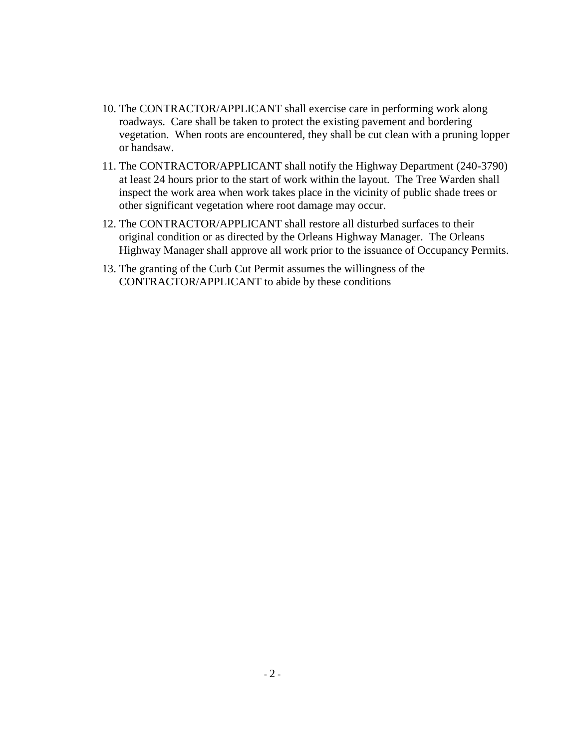10. The CONTRACTOR/APPLICANT shall exercise care in performing work along roadways. Care shall be taken to protect the existing pavement and bordering vegetation. When roots are encountered, they shall be cut clean with a pruning lopper or handsaw.

11. The CONTRACTOR/APPLICANT shall notify the Highway Department (240-3790) at least 24 hours prior to the start of work within the layout. The Tree Warden shall inspect the work area when work takes place in the vicinity of public shade trees or other significant vegetation where root damage may occur.

12. The CONTRACTOR/APPLICANT shall restore all disturbed surfaces to their original condition or as directed by the Orleans Highway Manager. The Orleans Highway Manager shall approve all work prior to the issuance of Occupancy Permits.

13. The granting of the Curb Cut Permit assumes the willingness of the CONTRACTOR/APPLICANT to abide by these conditions